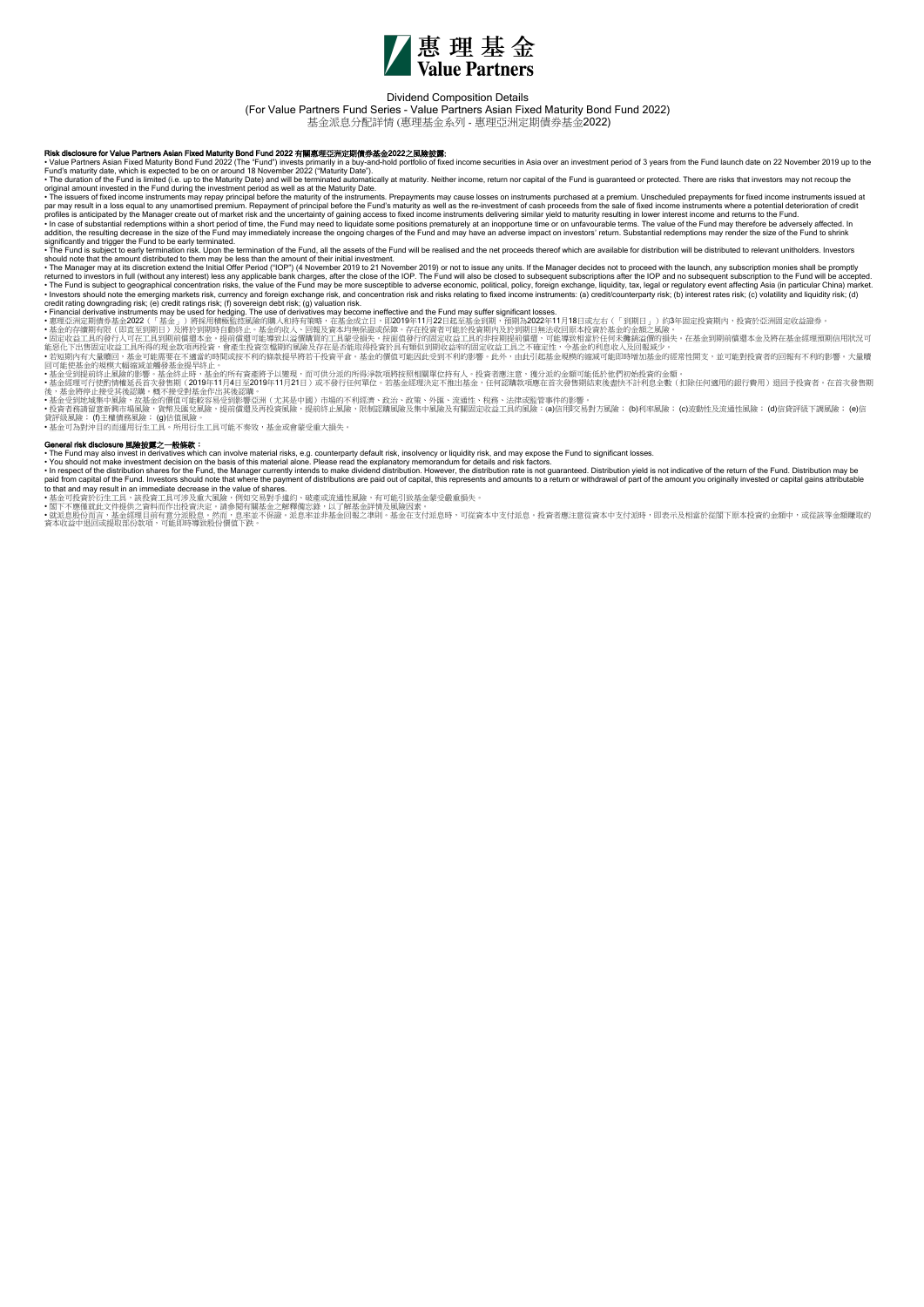# 惠理基金 Value Partners

Dividend Composition Details
(For Value Partners Fund Series - Value Partners Asian Fixed Maturity Bond Fund 2022)
基金派息分配詳情 (惠理基金系列 - 惠理亞洲定期債券基金2022)

**Risk disclosure for Value Partners Asian Fixed Maturity Bond Fund 2022 有關惠理亞洲定期債券基金2022之風險披露:**

- Value Partners Asian Fixed Maturity Bond Fund 2022 (The "Fund") invests primarily in a buy-and-hold portfolio of fixed income securities in Asia over an investment period of 3 years from the Fund launch date on 22 November 2019 up to the Fund's maturity date, which is expected to be on or around 18 November 2022 ("Maturity Date").
- The duration of the Fund is limited (i.e. up to the Maturity Date) and will be terminated automatically at maturity. Neither income, return nor capital of the Fund is guaranteed or protected. There are risks that investors may not recoup the original amount invested in the Fund during the investment period as well as at the Maturity Date.
- The issuers of fixed income instruments may repay principal before the maturity of the instruments. Prepayments may cause losses on instruments purchased at a premium. Unscheduled prepayments for fixed income instruments issued at par may result in a loss equal to any unamortised premium. Repayment of principal before the Fund's maturity as well as the re-investment of cash proceeds from the sale of fixed income instruments where a potential deterioration of credit profiles is anticipated by the Manager create out of market risk and the uncertainty of gaining access to fixed income instruments delivering similar yield to maturity resulting in lower interest income and returns to the Fund.
- In case of substantial redemptions within a short period of time, the Fund may need to liquidate some positions prematurely at an inopportune time or on unfavourable terms. The value of the Fund may therefore be adversely affected. In addition, the resulting decrease in the size of the Fund may immediately increase the ongoing charges of the Fund and may have an adverse impact on investors' return. Substantial redemptions may render the size of the Fund to shrink significantly and trigger the Fund to be early terminated.
- The Fund is subject to early termination risk. Upon the termination of the Fund, all the assets of the Fund will be realised and the net proceeds thereof which are available for distribution will be distributed to relevant unitholders. Investors should note that the amount distributed to them may be less than the amount of their initial investment.
- The Manager may at its discretion extend the Initial Offer Period ("IOP") (4 November 2019 to 21 November 2019) or not to issue any units. If the Manager decides not to proceed with the launch, any subscription monies shall be promptly returned to investors in full (without any interest) less any applicable bank charges, after the close of the IOP. The Fund will also be closed to subsequent subscriptions after the IOP and no subsequent subscription to the Fund will be accepted.
- The Fund is subject to geographical concentration risks, the value of the Fund may be more susceptible to adverse economic, political, policy, foreign exchange, liquidity, tax, legal or regulatory event affecting Asia (in particular China) market.
- Investors should note the emerging markets risk, currency and foreign exchange risk, and concentration risk and risks relating to fixed income instruments: (a) credit/counterparty risk; (b) interest rates risk; (c) volatility and liquidity risk; (d) credit rating downgrading risk; (e) credit ratings risk; (f) sovereign debt risk; (g) valuation risk.
- Financial derivative instruments may be used for hedging. The use of derivatives may become ineffective and the Fund may suffer significant losses.
- 惠理亞洲定期債券基金2022（「基金」）將採用積極監控風險的購入和持有策略，在基金成立日，即2019年11月22日起至基金到期，預期為2022年11月18日或左右（「到期日」）約3年固定投資期內，投資於亞洲固定收益證券。
- 基金的存續期有限（即直至到期日）及將於到期時自動終止。基金的收入、回報及資本均無保證或保障。存在投資者可能於投資期內及於到期日無法收回原本投資於基金的金額之風險。
- 固定收益工具的發行人可在工具到期前償還本金。提前償還可能導致以溢價購買的工具蒙受損失。按面值發行的固定收益工具的非按期提前償還，可能導致相當於任何未攤銷溢價的損失。在基金到期前償還本金及將在基金經理預期信用狀況可能惡化下出售固定收益工具所得的現金款項再投資，會產生投資空檔期的風險及存在是否能取得投資於具有類似到期收益率的固定收益工具之不確定性，令基金的利息收入及回報減少。
- 若短期內有大量贖回，基金可能需要在不適當的時間或按不利的條款提早將若干投資平倉，基金的價值可能因此受到不利的影響。此外，由此引起基金規模的縮減可能即時增加基金的經常性開支，並可能對投資者的回報有不利的影響。大量贖回可能使基金的規模大幅縮減並觸發基金提早終止。
- 基金受到提前終止風險的影響。基金終止時，基金的所有資產將予以變現，而可供分派的所得淨款項將按照相關單位持有人。投資者應注意，獲分派的金額可能低於他們初始投資的金額。
- 基金經理可行使酌情權延長首次發售期（2019年11月4日至2019年11月21日）或不發行任何單位。若基金經理決定不推出基金，任何認購款項應在首次發售期結束後盡快不計利息全數（扣除任何適用的銀行費用）退回予投資者。在首次發售期後，基金將停止接受其後認購，概不接受對基金作出其後認購。
- 基金受到地域集中風險，故基金的價值可能較容易受到影響亞洲（尤其是中國）市場的不利經濟、政治、政策、外匯、流通性、稅務、法律或監管事件的影響。
- 投資者務請留意新興市場風險，貨幣及匯兌風險，提前償還及再投資風險，提前終止風險，限制認購風險及集中風險及有關固定收益工具的風險：(a)信用/交易對方風險；(b)利率風險；(c)波動性及流通性風險；(d)信貸評級下調風險；(e)信貸評級風險；(f)主權債務風險；(g)估值風險。
- 基金可為對沖目的而運用衍生工具。所用衍生工具可能不奏效，基金或會蒙受重大損失。

**General risk disclosure 風險披露之一般條款：**

- The Fund may also invest in derivatives which can involve material risks, e.g. counterparty default risk, insolvency or liquidity risk, and may expose the Fund to significant losses.
- You should not make investment decision on the basis of this material alone. Please read the explanatory memorandum for details and risk factors.
- In respect of the distribution shares for the Fund, the Manager currently intends to make dividend distribution. However, the distribution rate is not guaranteed. Distribution yield is not indicative of the return of the Fund. Distribution may be paid from capital of the Fund. Investors should note that where the payment of distributions are paid out of capital, this represents and amounts to a return or withdrawal of part of the amount you originally invested or capital gains attributable to that and may result in an immediate decrease in the value of shares.
- 基金可投資於衍生工具，該投資工具可涉及重大風險，例如交易對手違約、破產或流通性風險，有可能引致基金蒙受嚴重損失。
- 閣下不應僅就此文件提供之資料而作出投資決定，請參閱有關基金之解釋備忘錄，以了解基金詳情及風險因素。
- 就派息股份而言，基金經理目前有意分派股息。然而，息率並不保證。派息率並非基金回報之準則。基金在支付派息時，可從資本中支付派息。投資者應注意從資本中支付派時，即表示及相當於從閣下原本投資的金額中，或從該等金額賺取的資本收益中退回或提取部份款項，可能即時導致股份價值下跌。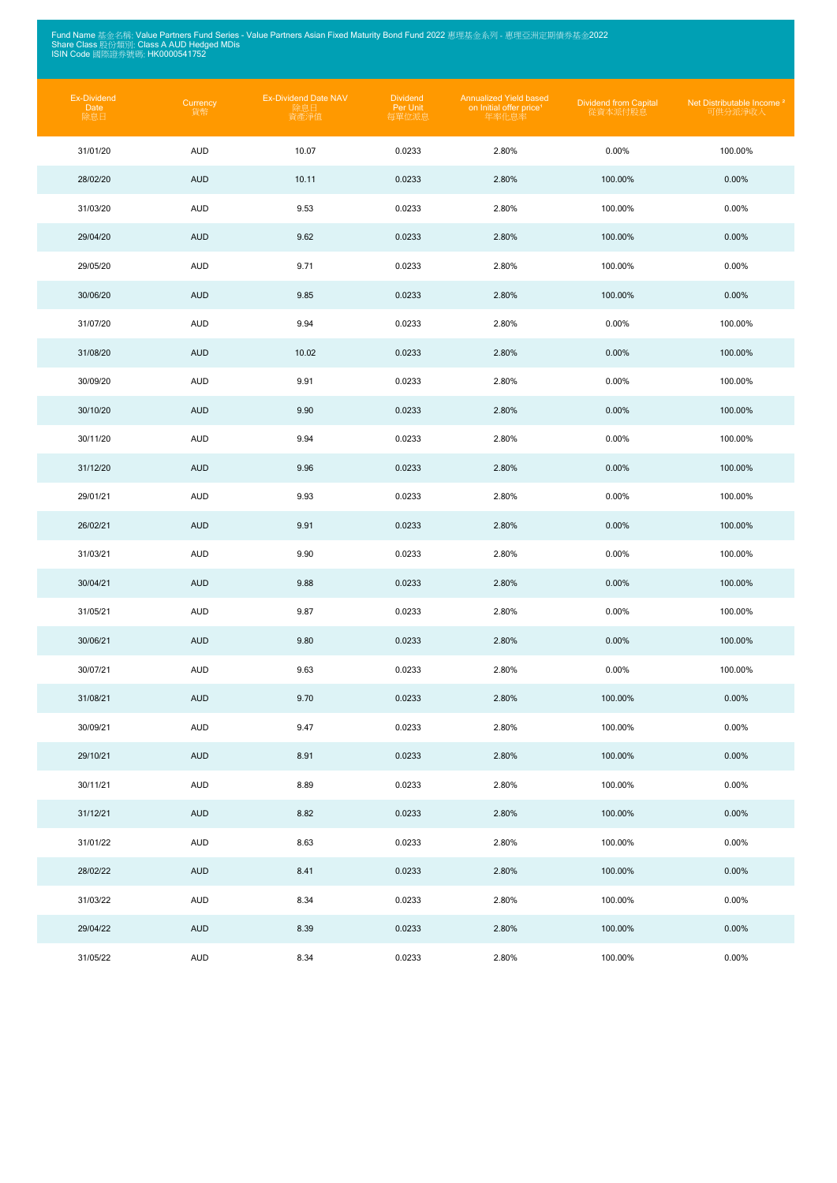Fund Name 基金名稱: Value Partners Fund Series - Value Partners Asian Fixed Maturity Bond Fund 2022 惠理基金系列 - 惠理亞洲定期債券基金2022
Share Class 股份類別: Class A AUD Hedged MDis
ISIN Code 國際證券號碼: HK0000541752

| Ex-Dividend Date 除息日 | Currency 貨幣 | Ex-Dividend Date NAV 除息日 資產淨值 | Dividend Per Unit 每單位派息 | Annualized Yield based on Initial offer price[1] 年率化息率 | Dividend from Capital 從資本派付股息 | Net Distributable Income [2] 可供分派淨收入 |
|---|---|---|---|---|---|---|
| 31/01/20 | AUD | 10.07 | 0.0233 | 2.80% | 0.00% | 100.00% |
| 28/02/20 | AUD | 10.11 | 0.0233 | 2.80% | 100.00% | 0.00% |
| 31/03/20 | AUD | 9.53 | 0.0233 | 2.80% | 100.00% | 0.00% |
| 29/04/20 | AUD | 9.62 | 0.0233 | 2.80% | 100.00% | 0.00% |
| 29/05/20 | AUD | 9.71 | 0.0233 | 2.80% | 100.00% | 0.00% |
| 30/06/20 | AUD | 9.85 | 0.0233 | 2.80% | 100.00% | 0.00% |
| 31/07/20 | AUD | 9.94 | 0.0233 | 2.80% | 0.00% | 100.00% |
| 31/08/20 | AUD | 10.02 | 0.0233 | 2.80% | 0.00% | 100.00% |
| 30/09/20 | AUD | 9.91 | 0.0233 | 2.80% | 0.00% | 100.00% |
| 30/10/20 | AUD | 9.90 | 0.0233 | 2.80% | 0.00% | 100.00% |
| 30/11/20 | AUD | 9.94 | 0.0233 | 2.80% | 0.00% | 100.00% |
| 31/12/20 | AUD | 9.96 | 0.0233 | 2.80% | 0.00% | 100.00% |
| 29/01/21 | AUD | 9.93 | 0.0233 | 2.80% | 0.00% | 100.00% |
| 26/02/21 | AUD | 9.91 | 0.0233 | 2.80% | 0.00% | 100.00% |
| 31/03/21 | AUD | 9.90 | 0.0233 | 2.80% | 0.00% | 100.00% |
| 30/04/21 | AUD | 9.88 | 0.0233 | 2.80% | 0.00% | 100.00% |
| 31/05/21 | AUD | 9.87 | 0.0233 | 2.80% | 0.00% | 100.00% |
| 30/06/21 | AUD | 9.80 | 0.0233 | 2.80% | 0.00% | 100.00% |
| 30/07/21 | AUD | 9.63 | 0.0233 | 2.80% | 0.00% | 100.00% |
| 31/08/21 | AUD | 9.70 | 0.0233 | 2.80% | 100.00% | 0.00% |
| 30/09/21 | AUD | 9.47 | 0.0233 | 2.80% | 100.00% | 0.00% |
| 29/10/21 | AUD | 8.91 | 0.0233 | 2.80% | 100.00% | 0.00% |
| 30/11/21 | AUD | 8.89 | 0.0233 | 2.80% | 100.00% | 0.00% |
| 31/12/21 | AUD | 8.82 | 0.0233 | 2.80% | 100.00% | 0.00% |
| 31/01/22 | AUD | 8.63 | 0.0233 | 2.80% | 100.00% | 0.00% |
| 28/02/22 | AUD | 8.41 | 0.0233 | 2.80% | 100.00% | 0.00% |
| 31/03/22 | AUD | 8.34 | 0.0233 | 2.80% | 100.00% | 0.00% |
| 29/04/22 | AUD | 8.39 | 0.0233 | 2.80% | 100.00% | 0.00% |
| 31/05/22 | AUD | 8.34 | 0.0233 | 2.80% | 100.00% | 0.00% |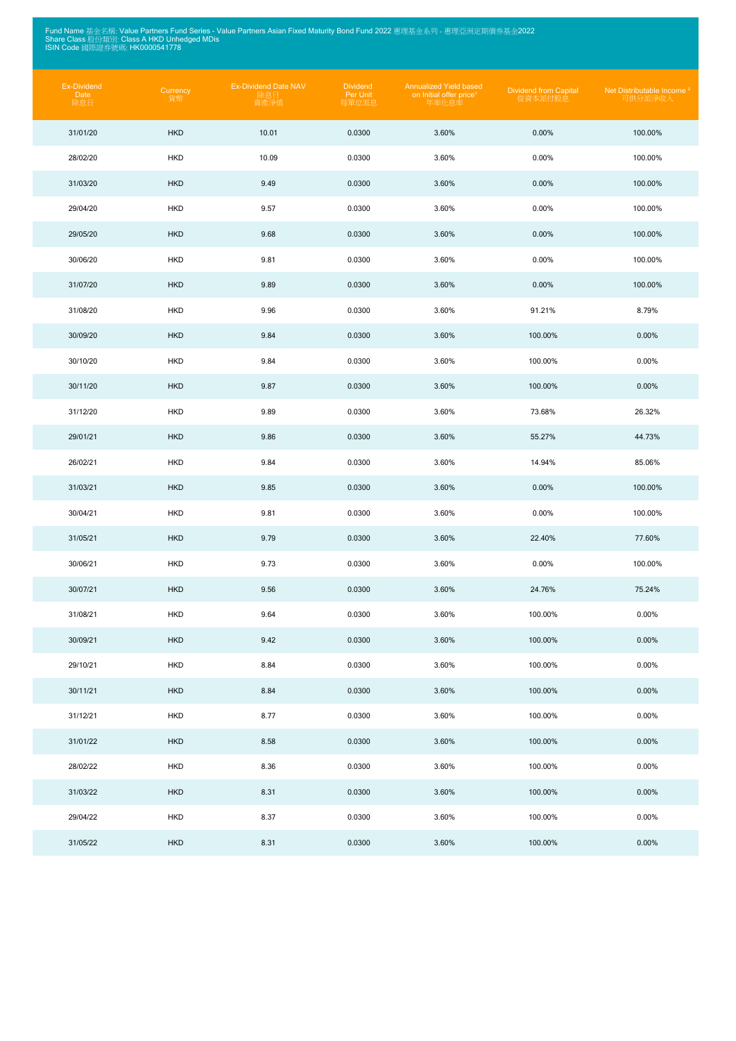Fund Name 基金名稱: Value Partners Fund Series - Value Partners Asian Fixed Maturity Bond Fund 2022 惠理基金系列 - 惠理亞洲定期債券基金2022
Share Class 股份類別: Class A HKD Unhedged MDis
ISIN Code 國際證券號碼: HK0000541778

| Ex-Dividend Date 除息日 | Currency 貨幣 | Ex-Dividend Date NAV 除息日資產淨值 | Dividend Per Unit 每單位派息 | Annualized Yield based on Initial offer price[1] 年率化息率 | Dividend from Capital 從資本派付股息 | Net Distributable Income [2] 可供分派淨收入 |
|---|---|---|---|---|---|---|
| 31/01/20 | HKD | 10.01 | 0.0300 | 3.60% | 0.00% | 100.00% |
| 28/02/20 | HKD | 10.09 | 0.0300 | 3.60% | 0.00% | 100.00% |
| 31/03/20 | HKD | 9.49 | 0.0300 | 3.60% | 0.00% | 100.00% |
| 29/04/20 | HKD | 9.57 | 0.0300 | 3.60% | 0.00% | 100.00% |
| 29/05/20 | HKD | 9.68 | 0.0300 | 3.60% | 0.00% | 100.00% |
| 30/06/20 | HKD | 9.81 | 0.0300 | 3.60% | 0.00% | 100.00% |
| 31/07/20 | HKD | 9.89 | 0.0300 | 3.60% | 0.00% | 100.00% |
| 31/08/20 | HKD | 9.96 | 0.0300 | 3.60% | 91.21% | 8.79% |
| 30/09/20 | HKD | 9.84 | 0.0300 | 3.60% | 100.00% | 0.00% |
| 30/10/20 | HKD | 9.84 | 0.0300 | 3.60% | 100.00% | 0.00% |
| 30/11/20 | HKD | 9.87 | 0.0300 | 3.60% | 100.00% | 0.00% |
| 31/12/20 | HKD | 9.89 | 0.0300 | 3.60% | 73.68% | 26.32% |
| 29/01/21 | HKD | 9.86 | 0.0300 | 3.60% | 55.27% | 44.73% |
| 26/02/21 | HKD | 9.84 | 0.0300 | 3.60% | 14.94% | 85.06% |
| 31/03/21 | HKD | 9.85 | 0.0300 | 3.60% | 0.00% | 100.00% |
| 30/04/21 | HKD | 9.81 | 0.0300 | 3.60% | 0.00% | 100.00% |
| 31/05/21 | HKD | 9.79 | 0.0300 | 3.60% | 22.40% | 77.60% |
| 30/06/21 | HKD | 9.73 | 0.0300 | 3.60% | 0.00% | 100.00% |
| 30/07/21 | HKD | 9.56 | 0.0300 | 3.60% | 24.76% | 75.24% |
| 31/08/21 | HKD | 9.64 | 0.0300 | 3.60% | 100.00% | 0.00% |
| 30/09/21 | HKD | 9.42 | 0.0300 | 3.60% | 100.00% | 0.00% |
| 29/10/21 | HKD | 8.84 | 0.0300 | 3.60% | 100.00% | 0.00% |
| 30/11/21 | HKD | 8.84 | 0.0300 | 3.60% | 100.00% | 0.00% |
| 31/12/21 | HKD | 8.77 | 0.0300 | 3.60% | 100.00% | 0.00% |
| 31/01/22 | HKD | 8.58 | 0.0300 | 3.60% | 100.00% | 0.00% |
| 28/02/22 | HKD | 8.36 | 0.0300 | 3.60% | 100.00% | 0.00% |
| 31/03/22 | HKD | 8.31 | 0.0300 | 3.60% | 100.00% | 0.00% |
| 29/04/22 | HKD | 8.37 | 0.0300 | 3.60% | 100.00% | 0.00% |
| 31/05/22 | HKD | 8.31 | 0.0300 | 3.60% | 100.00% | 0.00% |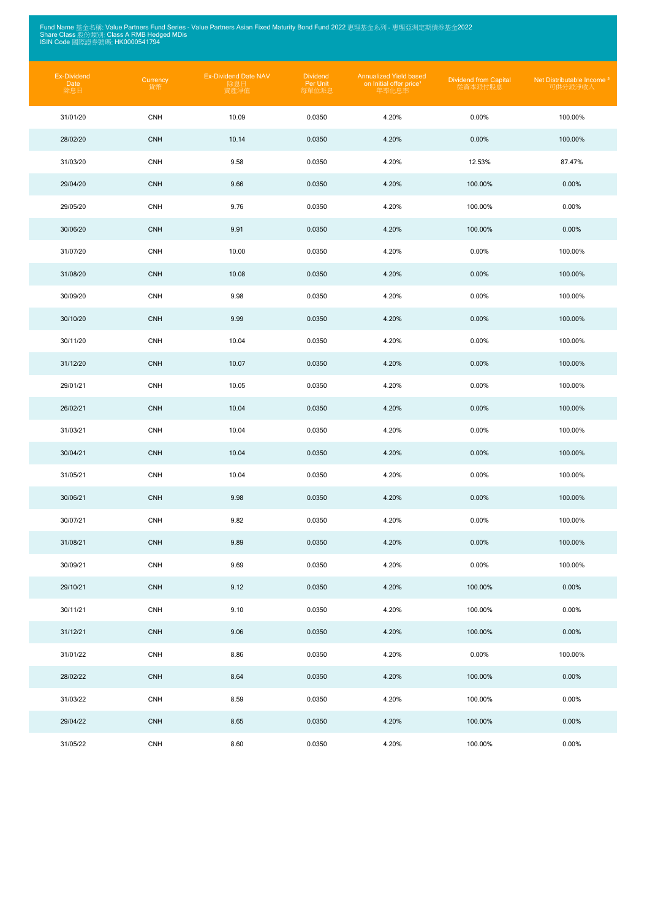Fund Name 基金名稱: Value Partners Fund Series - Value Partners Asian Fixed Maturity Bond Fund 2022 惠理基金系列 - 惠理亞洲定期債券基金2022
Share Class 股份類別: Class A RMB Hedged MDis
ISIN Code 國際證券號碼: HK0000541794

| Ex-Dividend Date 除息日 | Currency 貨幣 | Ex-Dividend Date NAV 除息日資產淨值 | Dividend Per Unit 每單位派息 | Annualized Yield based on Initial offer price[1] 年率化息率 | Dividend from Capital 從資本派付股息 | Net Distributable Income [2] 可供分派淨收入 |
|---|---|---|---|---|---|---|
| 31/01/20 | CNH | 10.09 | 0.0350 | 4.20% | 0.00% | 100.00% |
| 28/02/20 | CNH | 10.14 | 0.0350 | 4.20% | 0.00% | 100.00% |
| 31/03/20 | CNH | 9.58 | 0.0350 | 4.20% | 12.53% | 87.47% |
| 29/04/20 | CNH | 9.66 | 0.0350 | 4.20% | 100.00% | 0.00% |
| 29/05/20 | CNH | 9.76 | 0.0350 | 4.20% | 100.00% | 0.00% |
| 30/06/20 | CNH | 9.91 | 0.0350 | 4.20% | 100.00% | 0.00% |
| 31/07/20 | CNH | 10.00 | 0.0350 | 4.20% | 0.00% | 100.00% |
| 31/08/20 | CNH | 10.08 | 0.0350 | 4.20% | 0.00% | 100.00% |
| 30/09/20 | CNH | 9.98 | 0.0350 | 4.20% | 0.00% | 100.00% |
| 30/10/20 | CNH | 9.99 | 0.0350 | 4.20% | 0.00% | 100.00% |
| 30/11/20 | CNH | 10.04 | 0.0350 | 4.20% | 0.00% | 100.00% |
| 31/12/20 | CNH | 10.07 | 0.0350 | 4.20% | 0.00% | 100.00% |
| 29/01/21 | CNH | 10.05 | 0.0350 | 4.20% | 0.00% | 100.00% |
| 26/02/21 | CNH | 10.04 | 0.0350 | 4.20% | 0.00% | 100.00% |
| 31/03/21 | CNH | 10.04 | 0.0350 | 4.20% | 0.00% | 100.00% |
| 30/04/21 | CNH | 10.04 | 0.0350 | 4.20% | 0.00% | 100.00% |
| 31/05/21 | CNH | 10.04 | 0.0350 | 4.20% | 0.00% | 100.00% |
| 30/06/21 | CNH | 9.98 | 0.0350 | 4.20% | 0.00% | 100.00% |
| 30/07/21 | CNH | 9.82 | 0.0350 | 4.20% | 0.00% | 100.00% |
| 31/08/21 | CNH | 9.89 | 0.0350 | 4.20% | 0.00% | 100.00% |
| 30/09/21 | CNH | 9.69 | 0.0350 | 4.20% | 0.00% | 100.00% |
| 29/10/21 | CNH | 9.12 | 0.0350 | 4.20% | 100.00% | 0.00% |
| 30/11/21 | CNH | 9.10 | 0.0350 | 4.20% | 100.00% | 0.00% |
| 31/12/21 | CNH | 9.06 | 0.0350 | 4.20% | 100.00% | 0.00% |
| 31/01/22 | CNH | 8.86 | 0.0350 | 4.20% | 0.00% | 100.00% |
| 28/02/22 | CNH | 8.64 | 0.0350 | 4.20% | 100.00% | 0.00% |
| 31/03/22 | CNH | 8.59 | 0.0350 | 4.20% | 100.00% | 0.00% |
| 29/04/22 | CNH | 8.65 | 0.0350 | 4.20% | 100.00% | 0.00% |
| 31/05/22 | CNH | 8.60 | 0.0350 | 4.20% | 100.00% | 0.00% |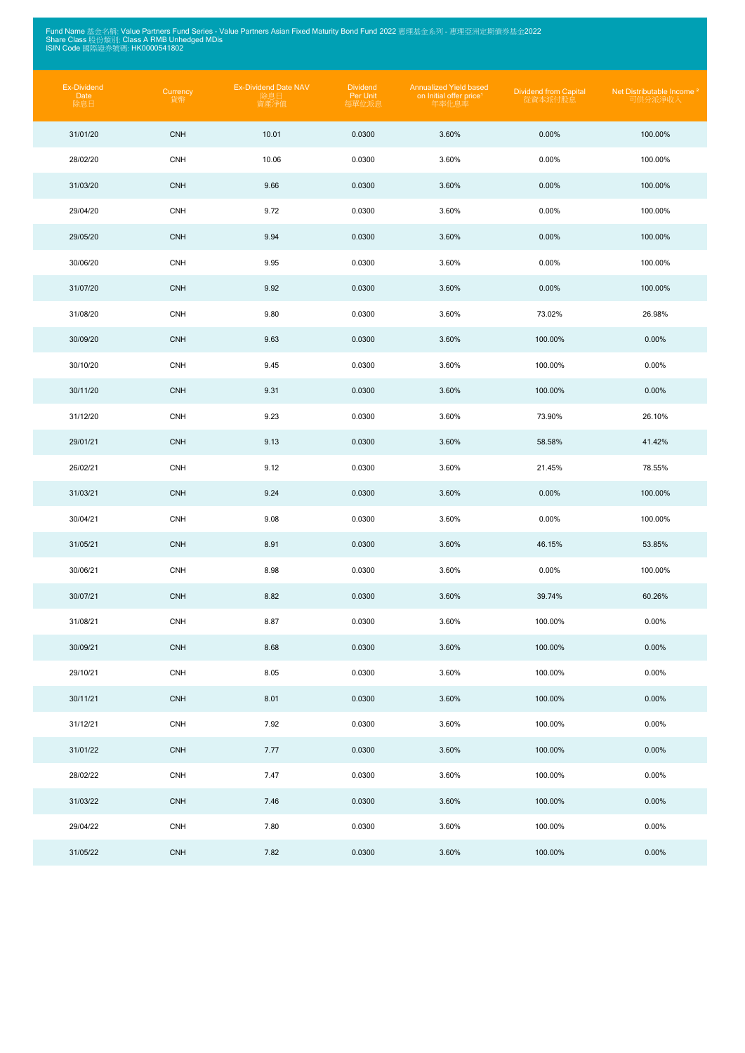Fund Name 基金名稱: Value Partners Fund Series - Value Partners Asian Fixed Maturity Bond Fund 2022 惠理基金系列 - 惠理亞洲定期債券基金2022
Share Class 股份類別: Class A RMB Unhedged MDis
ISIN Code 國際證券號碼: HK0000541802

| Ex-Dividend Date 除息日 | Currency 貨幣 | Ex-Dividend Date NAV 除息日資產淨值 | Dividend Per Unit 每單位派息 | Annualized Yield based on Initial offer price[1] 年率化息率 | Dividend from Capital 從資本派付股息 | Net Distributable Income [2] 可供分派淨收入 |
|---|---|---|---|---|---|---|
| 31/01/20 | CNH | 10.01 | 0.0300 | 3.60% | 0.00% | 100.00% |
| 28/02/20 | CNH | 10.06 | 0.0300 | 3.60% | 0.00% | 100.00% |
| 31/03/20 | CNH | 9.66 | 0.0300 | 3.60% | 0.00% | 100.00% |
| 29/04/20 | CNH | 9.72 | 0.0300 | 3.60% | 0.00% | 100.00% |
| 29/05/20 | CNH | 9.94 | 0.0300 | 3.60% | 0.00% | 100.00% |
| 30/06/20 | CNH | 9.95 | 0.0300 | 3.60% | 0.00% | 100.00% |
| 31/07/20 | CNH | 9.92 | 0.0300 | 3.60% | 0.00% | 100.00% |
| 31/08/20 | CNH | 9.80 | 0.0300 | 3.60% | 73.02% | 26.98% |
| 30/09/20 | CNH | 9.63 | 0.0300 | 3.60% | 100.00% | 0.00% |
| 30/10/20 | CNH | 9.45 | 0.0300 | 3.60% | 100.00% | 0.00% |
| 30/11/20 | CNH | 9.31 | 0.0300 | 3.60% | 100.00% | 0.00% |
| 31/12/20 | CNH | 9.23 | 0.0300 | 3.60% | 73.90% | 26.10% |
| 29/01/21 | CNH | 9.13 | 0.0300 | 3.60% | 58.58% | 41.42% |
| 26/02/21 | CNH | 9.12 | 0.0300 | 3.60% | 21.45% | 78.55% |
| 31/03/21 | CNH | 9.24 | 0.0300 | 3.60% | 0.00% | 100.00% |
| 30/04/21 | CNH | 9.08 | 0.0300 | 3.60% | 0.00% | 100.00% |
| 31/05/21 | CNH | 8.91 | 0.0300 | 3.60% | 46.15% | 53.85% |
| 30/06/21 | CNH | 8.98 | 0.0300 | 3.60% | 0.00% | 100.00% |
| 30/07/21 | CNH | 8.82 | 0.0300 | 3.60% | 39.74% | 60.26% |
| 31/08/21 | CNH | 8.87 | 0.0300 | 3.60% | 100.00% | 0.00% |
| 30/09/21 | CNH | 8.68 | 0.0300 | 3.60% | 100.00% | 0.00% |
| 29/10/21 | CNH | 8.05 | 0.0300 | 3.60% | 100.00% | 0.00% |
| 30/11/21 | CNH | 8.01 | 0.0300 | 3.60% | 100.00% | 0.00% |
| 31/12/21 | CNH | 7.92 | 0.0300 | 3.60% | 100.00% | 0.00% |
| 31/01/22 | CNH | 7.77 | 0.0300 | 3.60% | 100.00% | 0.00% |
| 28/02/22 | CNH | 7.47 | 0.0300 | 3.60% | 100.00% | 0.00% |
| 31/03/22 | CNH | 7.46 | 0.0300 | 3.60% | 100.00% | 0.00% |
| 29/04/22 | CNH | 7.80 | 0.0300 | 3.60% | 100.00% | 0.00% |
| 31/05/22 | CNH | 7.82 | 0.0300 | 3.60% | 100.00% | 0.00% |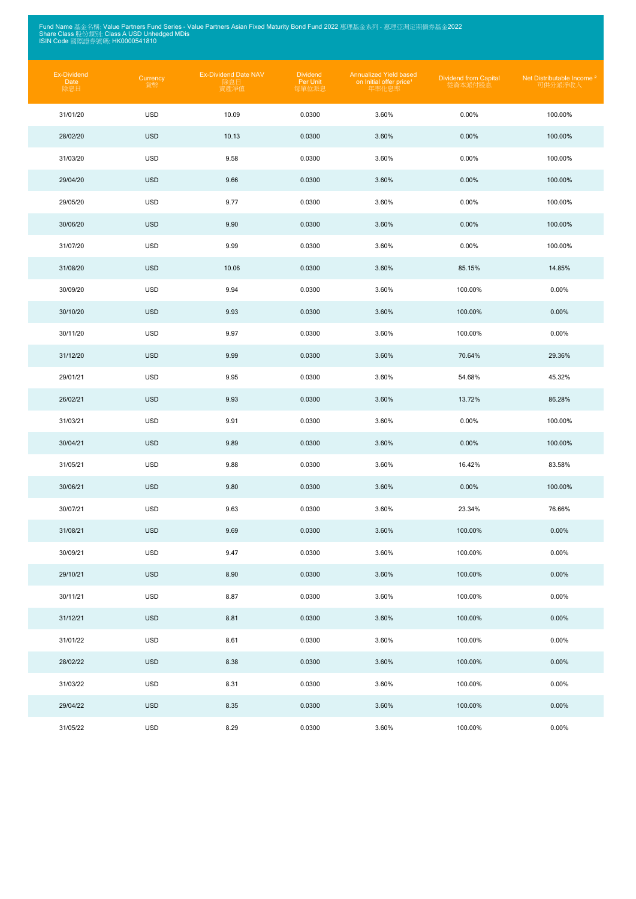Fund Name 基金名稱: Value Partners Fund Series - Value Partners Asian Fixed Maturity Bond Fund 2022 惠理基金系列 - 惠理亞洲定期債券基金2022
Share Class 股份類別: Class A USD Unhedged MDis
ISIN Code 國際證券號碼: HK0000541810

| Ex-Dividend Date 除息日 | Currency 貨幣 | Ex-Dividend Date NAV 除息日資產淨值 | Dividend Per Unit 每單位派息 | Annualized Yield based on Initial offer price[1] 年率化息率 | Dividend from Capital 從資本派付股息 | Net Distributable Income [2] 可供分派淨收入 |
|---|---|---|---|---|---|---|
| 31/01/20 | USD | 10.09 | 0.0300 | 3.60% | 0.00% | 100.00% |
| 28/02/20 | USD | 10.13 | 0.0300 | 3.60% | 0.00% | 100.00% |
| 31/03/20 | USD | 9.58 | 0.0300 | 3.60% | 0.00% | 100.00% |
| 29/04/20 | USD | 9.66 | 0.0300 | 3.60% | 0.00% | 100.00% |
| 29/05/20 | USD | 9.77 | 0.0300 | 3.60% | 0.00% | 100.00% |
| 30/06/20 | USD | 9.90 | 0.0300 | 3.60% | 0.00% | 100.00% |
| 31/07/20 | USD | 9.99 | 0.0300 | 3.60% | 0.00% | 100.00% |
| 31/08/20 | USD | 10.06 | 0.0300 | 3.60% | 85.15% | 14.85% |
| 30/09/20 | USD | 9.94 | 0.0300 | 3.60% | 100.00% | 0.00% |
| 30/10/20 | USD | 9.93 | 0.0300 | 3.60% | 100.00% | 0.00% |
| 30/11/20 | USD | 9.97 | 0.0300 | 3.60% | 100.00% | 0.00% |
| 31/12/20 | USD | 9.99 | 0.0300 | 3.60% | 70.64% | 29.36% |
| 29/01/21 | USD | 9.95 | 0.0300 | 3.60% | 54.68% | 45.32% |
| 26/02/21 | USD | 9.93 | 0.0300 | 3.60% | 13.72% | 86.28% |
| 31/03/21 | USD | 9.91 | 0.0300 | 3.60% | 0.00% | 100.00% |
| 30/04/21 | USD | 9.89 | 0.0300 | 3.60% | 0.00% | 100.00% |
| 31/05/21 | USD | 9.88 | 0.0300 | 3.60% | 16.42% | 83.58% |
| 30/06/21 | USD | 9.80 | 0.0300 | 3.60% | 0.00% | 100.00% |
| 30/07/21 | USD | 9.63 | 0.0300 | 3.60% | 23.34% | 76.66% |
| 31/08/21 | USD | 9.69 | 0.0300 | 3.60% | 100.00% | 0.00% |
| 30/09/21 | USD | 9.47 | 0.0300 | 3.60% | 100.00% | 0.00% |
| 29/10/21 | USD | 8.90 | 0.0300 | 3.60% | 100.00% | 0.00% |
| 30/11/21 | USD | 8.87 | 0.0300 | 3.60% | 100.00% | 0.00% |
| 31/12/21 | USD | 8.81 | 0.0300 | 3.60% | 100.00% | 0.00% |
| 31/01/22 | USD | 8.61 | 0.0300 | 3.60% | 100.00% | 0.00% |
| 28/02/22 | USD | 8.38 | 0.0300 | 3.60% | 100.00% | 0.00% |
| 31/03/22 | USD | 8.31 | 0.0300 | 3.60% | 100.00% | 0.00% |
| 29/04/22 | USD | 8.35 | 0.0300 | 3.60% | 100.00% | 0.00% |
| 31/05/22 | USD | 8.29 | 0.0300 | 3.60% | 100.00% | 0.00% |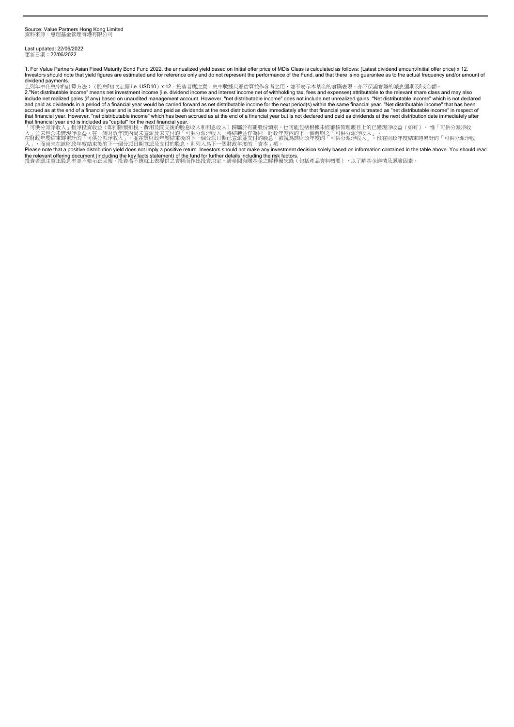Source: Value Partners Hong Kong Limited
資料來源：惠理基金管理香港有限公司

Last updated: 22/06/2022
更新日期：22/06/2022

1. For Value Partners Asian Fixed Maturity Bond Fund 2022, the annualized yield based on Initial offer price of MDis Class is calculated as follows: (Latest dividend amount/Initial offer price) x 12. Investors should note that yield figures are estimated and for reference only and do not represent the performance of the Fund, and that there is no guarantee as to the actual frequency and/or amount of dividend payments.
上列年率化息率的計算方法：（股息/初次定價 i.e. USD10）x 12。投資者應注意，息率數據只屬估算並作參考之用，並不表示本基金的實際表現，亦不保證實際的派息週期及/或金額。
2."Net distributable income" means net investment income (i.e. dividend income and interest income net of withholding tax, fees and expenses) attributable to the relevant share class and may also include net realized gains (if any) based on unaudited management account. However, "net distributable income" does not include net unrealized gains. "Net distributable income" which is not declared and paid as dividends in a period of a financial year would be carried forward as net distributable income for the next period(s) within the same financial year. "Net distributable income" that has been accrued as at the end of a financial year and is declared and paid as dividends at the next distribution date immediately after that financial year end is treated as "net distributable income" in respect of that financial year. However, "net distributable income" which has been accrued as at the end of a financial year but is not declared and paid as dividends at the next distribution date immediately after that financial year end is included as "capital" for the next financial year.
「可供分派淨收入」指淨投資收益（即扣除預扣稅、費用及開支後的股息收入和利息收入）歸屬於有關股份類別，也可能包括根據未經審核管理賬目上的已變現淨收益（如有）。惟「可供分派淨收入」並未包含未變現淨收益。在一個財政年度內尚未宣派及未支付的「可供分派淨收入」將結轉並作為同一財政年度內的下一個週期之「可供分派淨收入」。在財政年度結束時累計的「可供分派淨收入」，並在該財政年度結束後的下一個分派日期已宣派並支付的股息，被視為該財政年度的「可供分派淨收入」。惟在財政年度結束時累計的「可供分派淨收入」，而尚未在該財政年度結束後的下一個分派日期宣派及支付的股息，則列入為下一個財政年度的「資本」項。
Please note that a positive distribution yield does not imply a positive return. Investors should not make any investment decision solely based on information contained in the table above. You should read the relevant offering document (including the key facts statement) of the fund for further details including the risk factors.
投資者應注意正股息率並不暗示正回報。投資者不應就上表提供之資料而作出投資決定。請參閱有關基金之解釋備忘錄（包括產品資料概要），以了解基金詳情及風險因素。